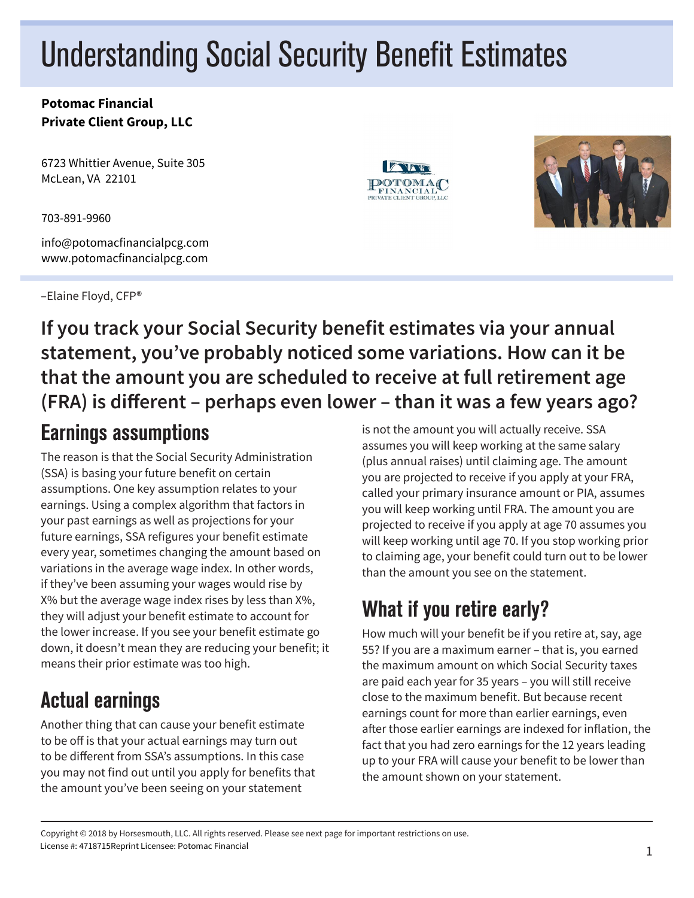# Understanding Social Security Benefit Estimates

**Potomac Financial**
**Private Client Group, LLC**

6723 Whittier Avenue, Suite 305
McLean, VA 22101

703-891-9960

info@potomacfinancialpcg.com
www.potomacfinancialpcg.com

–Elaine Floyd, CFP®

**If you track your Social Security benefit estimates via your annual statement, you've probably noticed some variations. How can it be that the amount you are scheduled to receive at full retirement age (FRA) is different – perhaps even lower – than it was a few years ago?**

## Earnings assumptions

The reason is that the Social Security Administration (SSA) is basing your future benefit on certain assumptions. One key assumption relates to your earnings. Using a complex algorithm that factors in your past earnings as well as projections for your future earnings, SSA refigures your benefit estimate every year, sometimes changing the amount based on variations in the average wage index. In other words, if they've been assuming your wages would rise by X% but the average wage index rises by less than X%, they will adjust your benefit estimate to account for the lower increase. If you see your benefit estimate go down, it doesn't mean they are reducing your benefit; it means their prior estimate was too high.

## Actual earnings

Another thing that can cause your benefit estimate to be off is that your actual earnings may turn out to be different from SSA's assumptions. In this case you may not find out until you apply for benefits that the amount you've been seeing on your statement is not the amount you will actually receive. SSA assumes you will keep working at the same salary (plus annual raises) until claiming age. The amount you are projected to receive if you apply at your FRA, called your primary insurance amount or PIA, assumes you will keep working until FRA. The amount you are projected to receive if you apply at age 70 assumes you will keep working until age 70. If you stop working prior to claiming age, your benefit could turn out to be lower than the amount you see on the statement.

## What if you retire early?

How much will your benefit be if you retire at, say, age 55? If you are a maximum earner – that is, you earned the maximum amount on which Social Security taxes are paid each year for 35 years – you will still receive close to the maximum benefit. But because recent earnings count for more than earlier earnings, even after those earlier earnings are indexed for inflation, the fact that you had zero earnings for the 12 years leading up to your FRA will cause your benefit to be lower than the amount shown on your statement.

Copyright © 2018 by Horsesmouth, LLC. All rights reserved. Please see next page for important restrictions on use.
License #: 4718715Reprint Licensee: Potomac Financial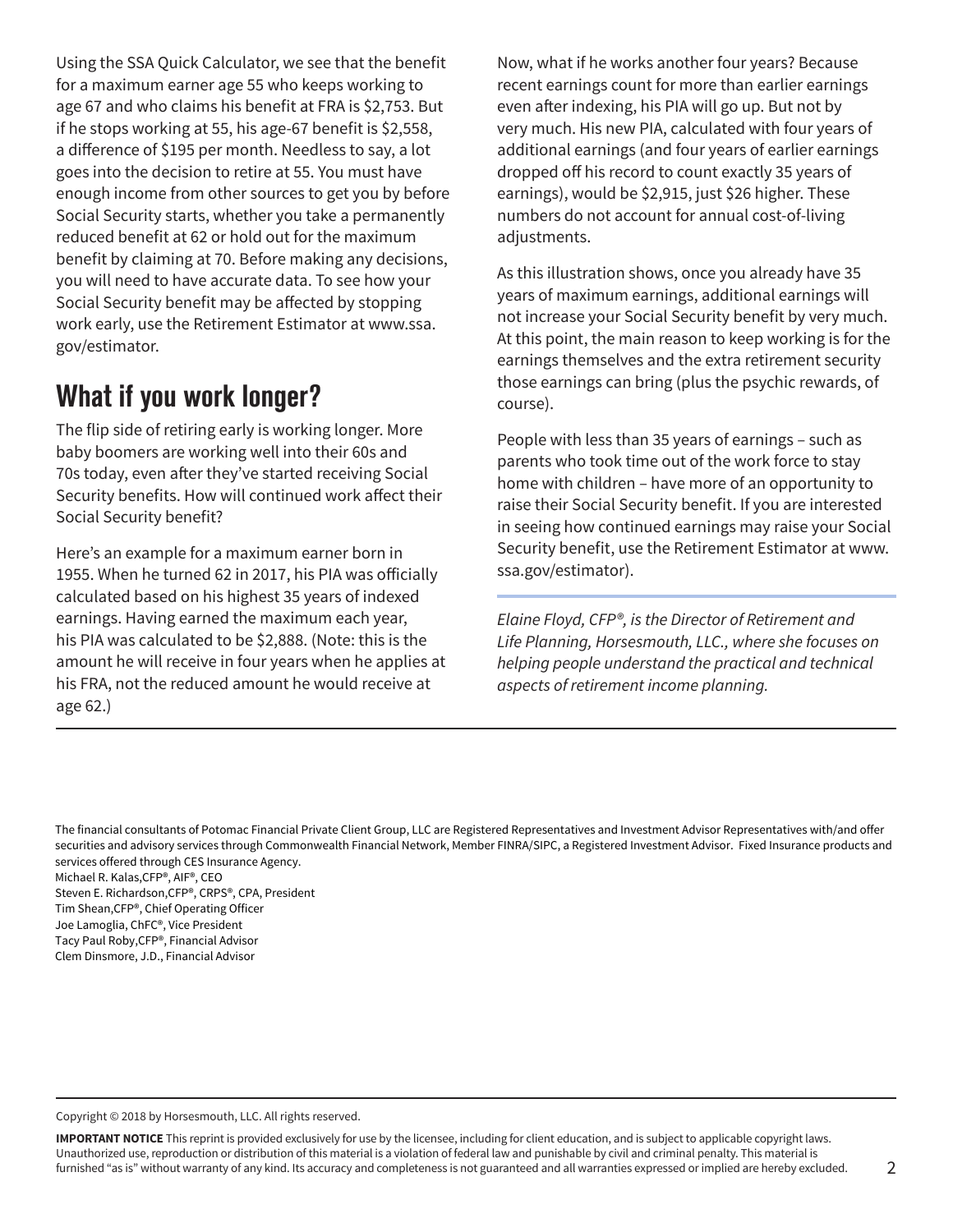Using the SSA Quick Calculator, we see that the benefit for a maximum earner age 55 who keeps working to age 67 and who claims his benefit at FRA is $2,753. But if he stops working at 55, his age-67 benefit is $2,558, a difference of $195 per month. Needless to say, a lot goes into the decision to retire at 55. You must have enough income from other sources to get you by before Social Security starts, whether you take a permanently reduced benefit at 62 or hold out for the maximum benefit by claiming at 70. Before making any decisions, you will need to have accurate data. To see how your Social Security benefit may be affected by stopping work early, use the Retirement Estimator at www.ssa.gov/estimator.

## What if you work longer?

The flip side of retiring early is working longer. More baby boomers are working well into their 60s and 70s today, even after they've started receiving Social Security benefits. How will continued work affect their Social Security benefit?

Here's an example for a maximum earner born in 1955. When he turned 62 in 2017, his PIA was officially calculated based on his highest 35 years of indexed earnings. Having earned the maximum each year, his PIA was calculated to be $2,888. (Note: this is the amount he will receive in four years when he applies at his FRA, not the reduced amount he would receive at age 62.)

Now, what if he works another four years? Because recent earnings count for more than earlier earnings even after indexing, his PIA will go up. But not by very much. His new PIA, calculated with four years of additional earnings (and four years of earlier earnings dropped off his record to count exactly 35 years of earnings), would be $2,915, just $26 higher. These numbers do not account for annual cost-of-living adjustments.

As this illustration shows, once you already have 35 years of maximum earnings, additional earnings will not increase your Social Security benefit by very much. At this point, the main reason to keep working is for the earnings themselves and the extra retirement security those earnings can bring (plus the psychic rewards, of course).

People with less than 35 years of earnings – such as parents who took time out of the work force to stay home with children – have more of an opportunity to raise their Social Security benefit. If you are interested in seeing how continued earnings may raise your Social Security benefit, use the Retirement Estimator at www.ssa.gov/estimator).

*Elaine Floyd, CFP®, is the Director of Retirement and Life Planning, Horsesmouth, LLC., where she focuses on helping people understand the practical and technical aspects of retirement income planning.*

The financial consultants of Potomac Financial Private Client Group, LLC are Registered Representatives and Investment Advisor Representatives with/and offer securities and advisory services through Commonwealth Financial Network, Member FINRA/SIPC, a Registered Investment Advisor. Fixed Insurance products and services offered through CES Insurance Agency.
Michael R. Kalas,CFP®, AIF®, CEO
Steven E. Richardson,CFP®, CRPS®, CPA, President
Tim Shean,CFP®, Chief Operating Officer
Joe Lamoglia, ChFC®, Vice President
Tacy Paul Roby,CFP®, Financial Advisor
Clem Dinsmore, J.D., Financial Advisor

Copyright © 2018 by Horsesmouth, LLC. All rights reserved.

**IMPORTANT NOTICE** This reprint is provided exclusively for use by the licensee, including for client education, and is subject to applicable copyright laws. Unauthorized use, reproduction or distribution of this material is a violation of federal law and punishable by civil and criminal penalty. This material is furnished "as is" without warranty of any kind. Its accuracy and completeness is not guaranteed and all warranties expressed or implied are hereby excluded.